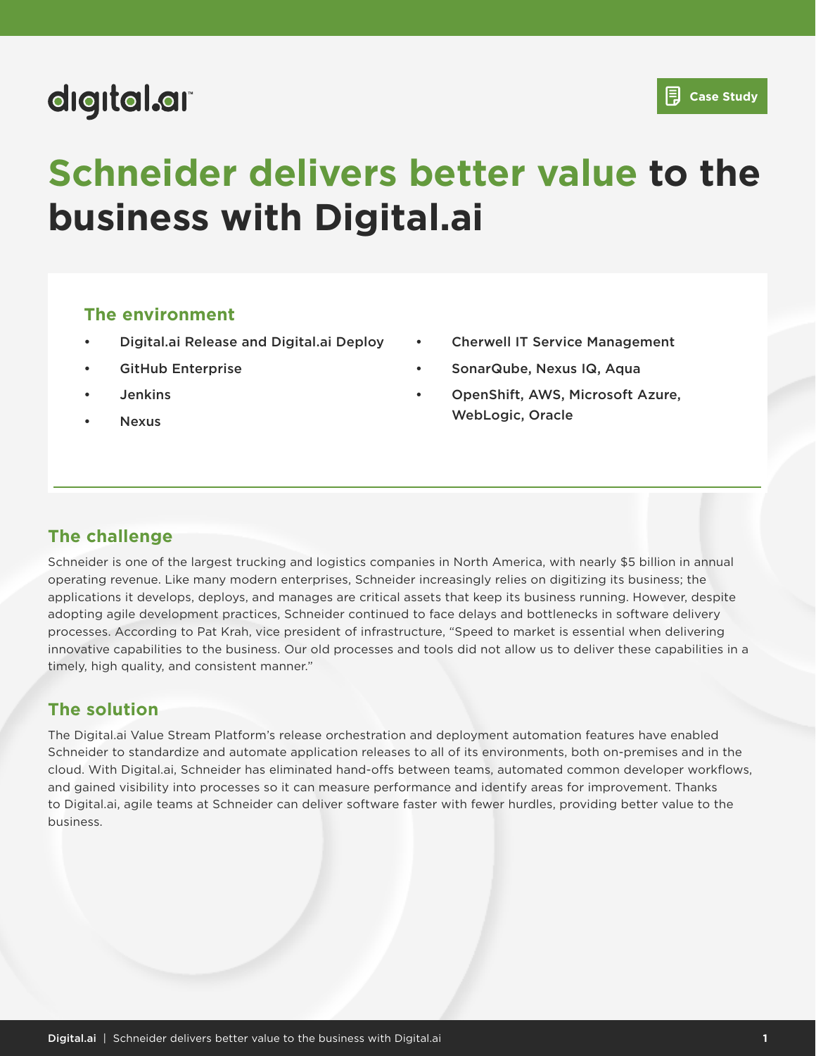Case Study

# Schneider delivers better value to the business with Digital.ai

## The environment

- Digital.ai Release and Digital.ai Deploy
- GitHub Enterprise
- Jenkins
- Nexus
- Cherwell IT Service Management
- SonarQube, Nexus IQ, Aqua
- OpenShift, AWS, Microsoft Azure, WebLogic, Oracle

## The challenge

Schneider is one of the largest trucking and logistics companies in North America, with nearly $5 billion in annual operating revenue. Like many modern enterprises, Schneider increasingly relies on digitizing its business; the applications it develops, deploys, and manages are critical assets that keep its business running. However, despite adopting agile development practices, Schneider continued to face delays and bottlenecks in software delivery processes. According to Pat Krah, vice president of infrastructure, "Speed to market is essential when delivering innovative capabilities to the business. Our old processes and tools did not allow us to deliver these capabilities in a timely, high quality, and consistent manner."

## The solution

The Digital.ai Value Stream Platform's release orchestration and deployment automation features have enabled Schneider to standardize and automate application releases to all of its environments, both on-premises and in the cloud. With Digital.ai, Schneider has eliminated hand-offs between teams, automated common developer workflows, and gained visibility into processes so it can measure performance and identify areas for improvement. Thanks to Digital.ai, agile teams at Schneider can deliver software faster with fewer hurdles, providing better value to the business.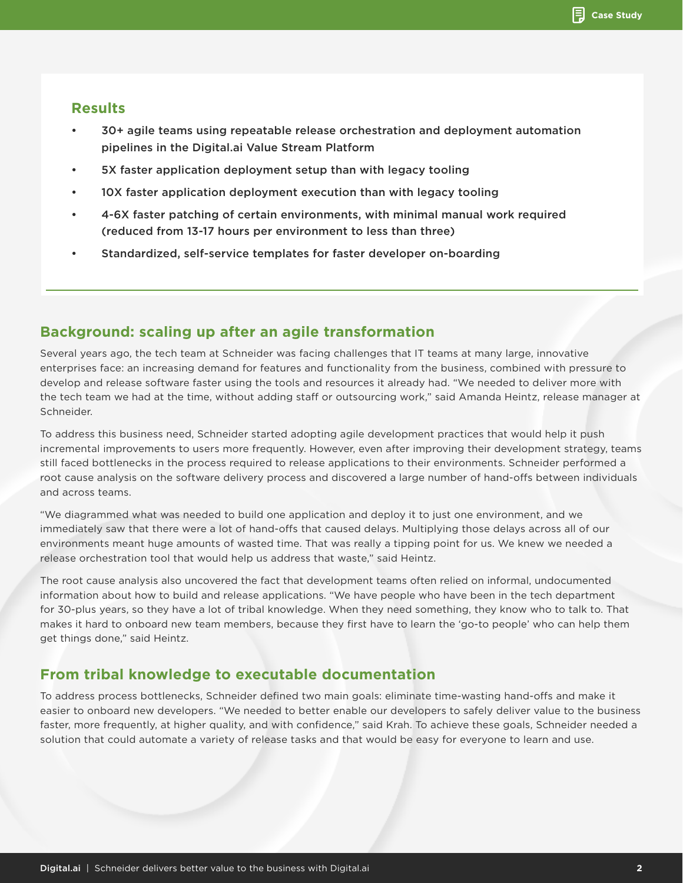## Results

- 30+ agile teams using repeatable release orchestration and deployment automation pipelines in the Digital.ai Value Stream Platform
- 5X faster application deployment setup than with legacy tooling
- 10X faster application deployment execution than with legacy tooling
- 4-6X faster patching of certain environments, with minimal manual work required (reduced from 13-17 hours per environment to less than three)
- Standardized, self-service templates for faster developer on-boarding

## Background: scaling up after an agile transformation

Several years ago, the tech team at Schneider was facing challenges that IT teams at many large, innovative enterprises face: an increasing demand for features and functionality from the business, combined with pressure to develop and release software faster using the tools and resources it already had. "We needed to deliver more with the tech team we had at the time, without adding staff or outsourcing work," said Amanda Heintz, release manager at Schneider.

To address this business need, Schneider started adopting agile development practices that would help it push incremental improvements to users more frequently. However, even after improving their development strategy, teams still faced bottlenecks in the process required to release applications to their environments. Schneider performed a root cause analysis on the software delivery process and discovered a large number of hand-offs between individuals and across teams.

"We diagrammed what was needed to build one application and deploy it to just one environment, and we immediately saw that there were a lot of hand-offs that caused delays. Multiplying those delays across all of our environments meant huge amounts of wasted time. That was really a tipping point for us. We knew we needed a release orchestration tool that would help us address that waste," said Heintz.

The root cause analysis also uncovered the fact that development teams often relied on informal, undocumented information about how to build and release applications. "We have people who have been in the tech department for 30-plus years, so they have a lot of tribal knowledge. When they need something, they know who to talk to. That makes it hard to onboard new team members, because they first have to learn the 'go-to people' who can help them get things done," said Heintz.

## From tribal knowledge to executable documentation

To address process bottlenecks, Schneider defined two main goals: eliminate time-wasting hand-offs and make it easier to onboard new developers. "We needed to better enable our developers to safely deliver value to the business faster, more frequently, at higher quality, and with confidence," said Krah. To achieve these goals, Schneider needed a solution that could automate a variety of release tasks and that would be easy for everyone to learn and use.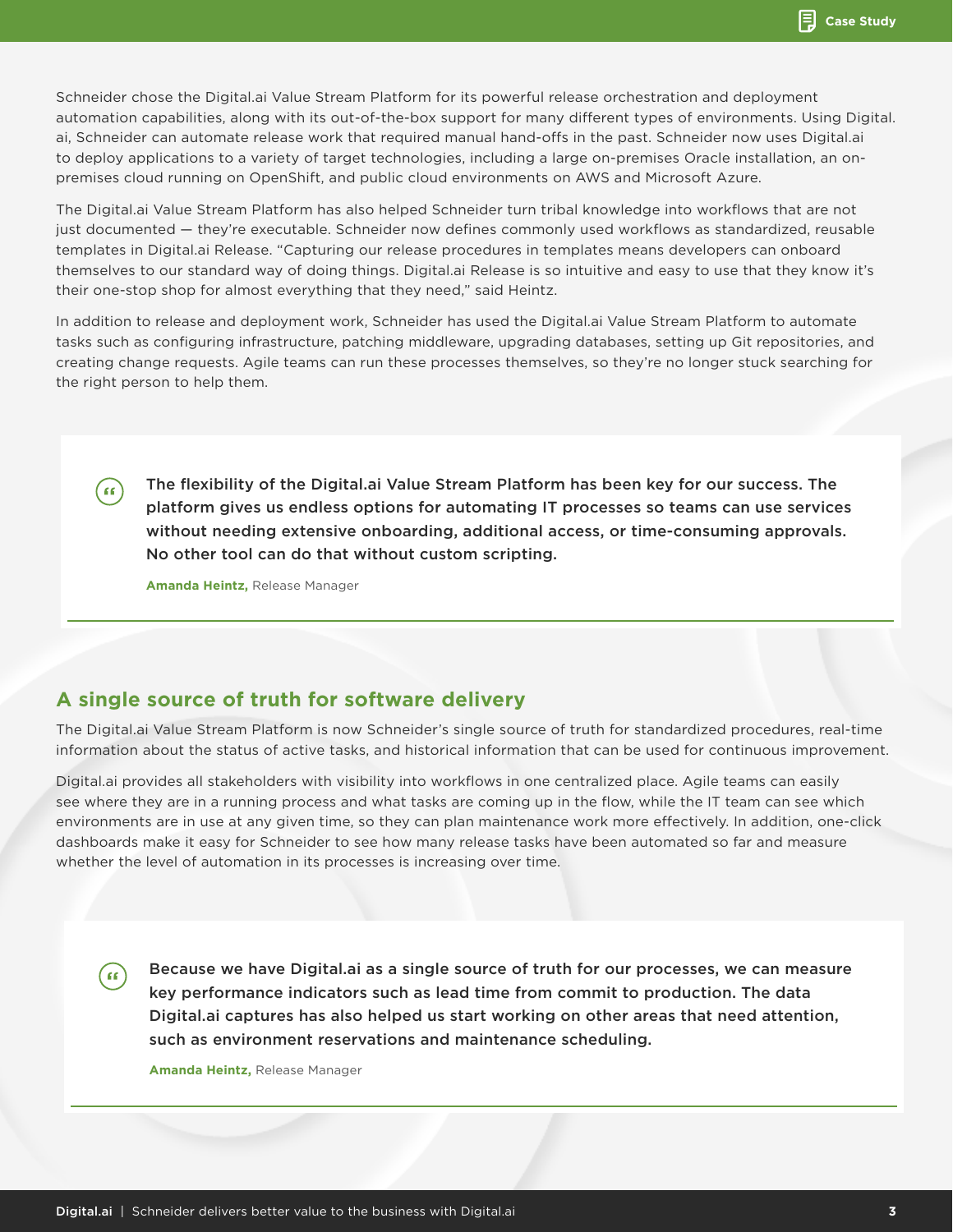Schneider chose the Digital.ai Value Stream Platform for its powerful release orchestration and deployment automation capabilities, along with its out-of-the-box support for many different types of environments. Using Digital.ai, Schneider can automate release work that required manual hand-offs in the past. Schneider now uses Digital.ai to deploy applications to a variety of target technologies, including a large on-premises Oracle installation, an on-premises cloud running on OpenShift, and public cloud environments on AWS and Microsoft Azure.

The Digital.ai Value Stream Platform has also helped Schneider turn tribal knowledge into workflows that are not just documented — they're executable. Schneider now defines commonly used workflows as standardized, reusable templates in Digital.ai Release. "Capturing our release procedures in templates means developers can onboard themselves to our standard way of doing things. Digital.ai Release is so intuitive and easy to use that they know it's their one-stop shop for almost everything that they need," said Heintz.

In addition to release and deployment work, Schneider has used the Digital.ai Value Stream Platform to automate tasks such as configuring infrastructure, patching middleware, upgrading databases, setting up Git repositories, and creating change requests. Agile teams can run these processes themselves, so they're no longer stuck searching for the right person to help them.

> **The flexibility of the Digital.ai Value Stream Platform has been key for our success. The platform gives us endless options for automating IT processes so teams can use services without needing extensive onboarding, additional access, or time-consuming approvals. No other tool can do that without custom scripting.**
>
> **Amanda Heintz,** Release Manager

## A single source of truth for software delivery

The Digital.ai Value Stream Platform is now Schneider's single source of truth for standardized procedures, real-time information about the status of active tasks, and historical information that can be used for continuous improvement.

Digital.ai provides all stakeholders with visibility into workflows in one centralized place. Agile teams can easily see where they are in a running process and what tasks are coming up in the flow, while the IT team can see which environments are in use at any given time, so they can plan maintenance work more effectively. In addition, one-click dashboards make it easy for Schneider to see how many release tasks have been automated so far and measure whether the level of automation in its processes is increasing over time.

> **Because we have Digital.ai as a single source of truth for our processes, we can measure key performance indicators such as lead time from commit to production. The data Digital.ai captures has also helped us start working on other areas that need attention, such as environment reservations and maintenance scheduling.**
>
> **Amanda Heintz,** Release Manager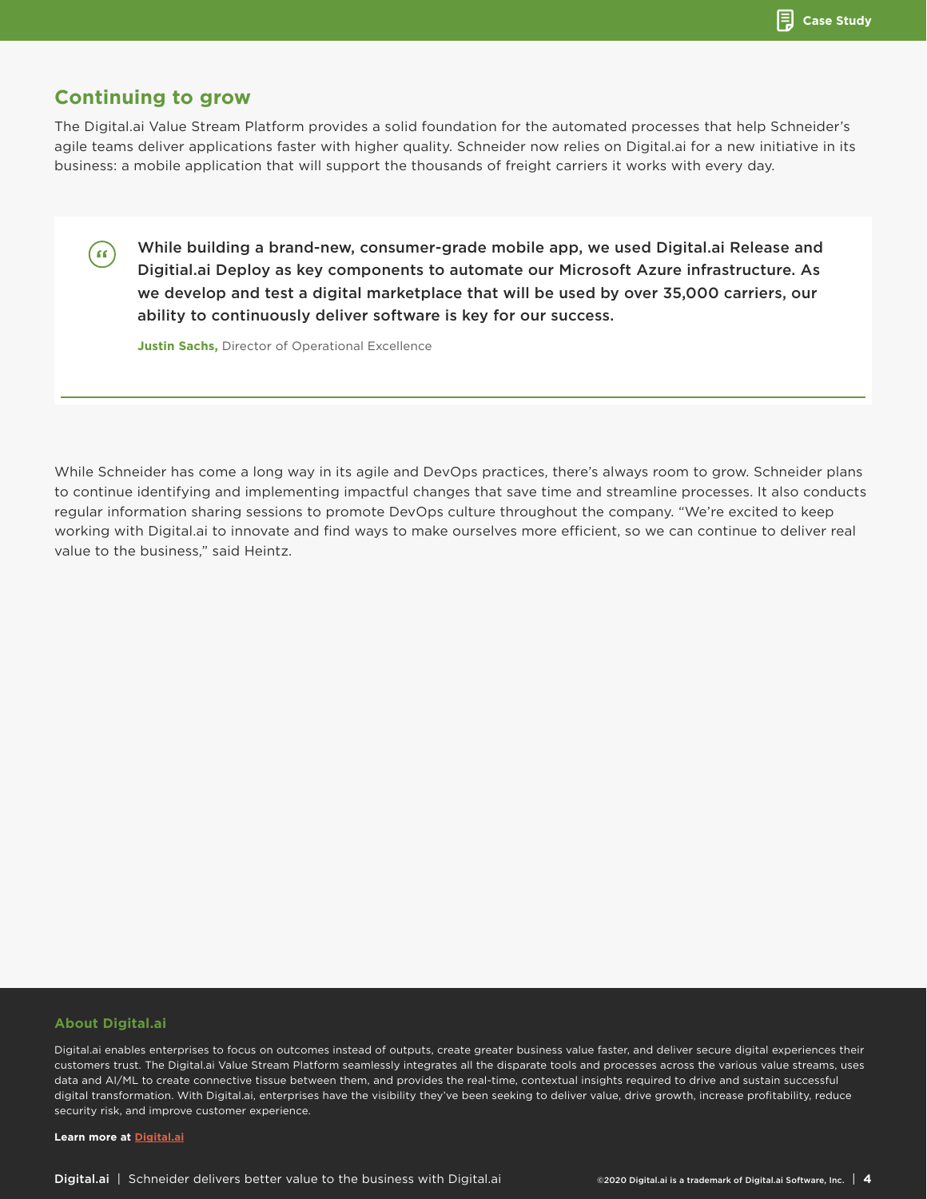## Continuing to grow

The Digital.ai Value Stream Platform provides a solid foundation for the automated processes that help Schneider's agile teams deliver applications faster with higher quality. Schneider now relies on Digital.ai for a new initiative in its business: a mobile application that will support the thousands of freight carriers it works with every day.

> **While building a brand-new, consumer-grade mobile app, we used Digital.ai Release and Digitial.ai Deploy as key components to automate our Microsoft Azure infrastructure. As we develop and test a digital marketplace that will be used by over 35,000 carriers, our ability to continuously deliver software is key for our success.**
>
> **Justin Sachs,** Director of Operational Excellence

While Schneider has come a long way in its agile and DevOps practices, there's always room to grow. Schneider plans to continue identifying and implementing impactful changes that save time and streamline processes. It also conducts regular information sharing sessions to promote DevOps culture throughout the company. "We're excited to keep working with Digital.ai to innovate and find ways to make ourselves more efficient, so we can continue to deliver real value to the business," said Heintz.

### About Digital.ai

Digital.ai enables enterprises to focus on outcomes instead of outputs, create greater business value faster, and deliver secure digital experiences their customers trust. The Digital.ai Value Stream Platform seamlessly integrates all the disparate tools and processes across the various value streams, uses data and AI/ML to create connective tissue between them, and provides the real-time, contextual insights required to drive and sustain successful digital transformation. With Digital.ai, enterprises have the visibility they've been seeking to deliver value, drive growth, increase profitability, reduce security risk, and improve customer experience.

**Learn more at** [Digital.ai](Digital.ai)

©2020 Digital.ai is a trademark of Digital.ai Software, Inc.